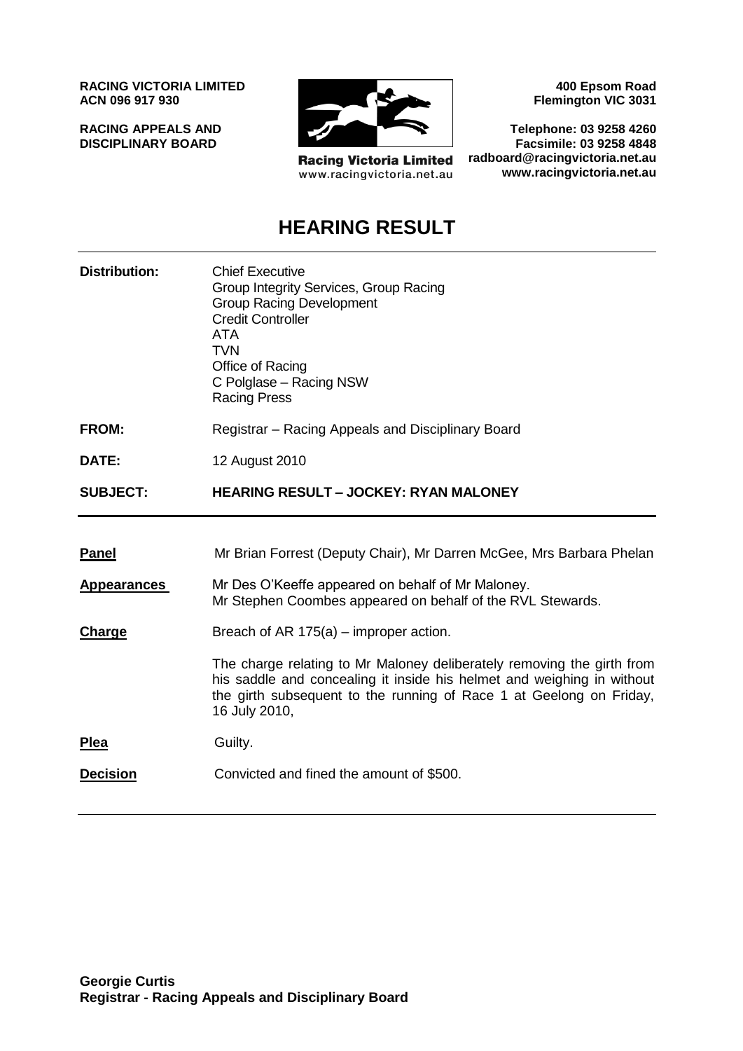**RACING VICTORIA LIMITED**
**ACN 096 917 930**

**RACING APPEALS AND DISCIPLINARY BOARD**

Racing Victoria Limited
www.racingvictoria.net.au

**400 Epsom Road**
**Flemington VIC 3031**

**Telephone: 03 9258 4260**
**Facsimile: 03 9258 4848**
**radboard@racingvictoria.net.au**
**www.racingvictoria.net.au**

# HEARING RESULT

| | |
|---|---|
| **Distribution:** | Chief Executive<br>Group Integrity Services, Group Racing<br>Group Racing Development<br>Credit Controller<br>ATA<br>TVN<br>Office of Racing<br>C Polglase – Racing NSW<br>Racing Press |
| **FROM:** | Registrar – Racing Appeals and Disciplinary Board |
| **DATE:** | 12 August 2010 |
| **SUBJECT:** | **HEARING RESULT – JOCKEY: RYAN MALONEY** |

| | |
|---|---|
| **Panel** | Mr Brian Forrest (Deputy Chair), Mr Darren McGee, Mrs Barbara Phelan |
| **Appearances** | Mr Des O'Keeffe appeared on behalf of Mr Maloney.<br>Mr Stephen Coombes appeared on behalf of the RVL Stewards. |
| **Charge** | Breach of AR 175(a) – improper action.<br><br>The charge relating to Mr Maloney deliberately removing the girth from his saddle and concealing it inside his helmet and weighing in without the girth subsequent to the running of Race 1 at Geelong on Friday, 16 July 2010, |
| **Plea** | Guilty. |
| **Decision** | Convicted and fined the amount of $500. |

**Georgie Curtis**
**Registrar - Racing Appeals and Disciplinary Board**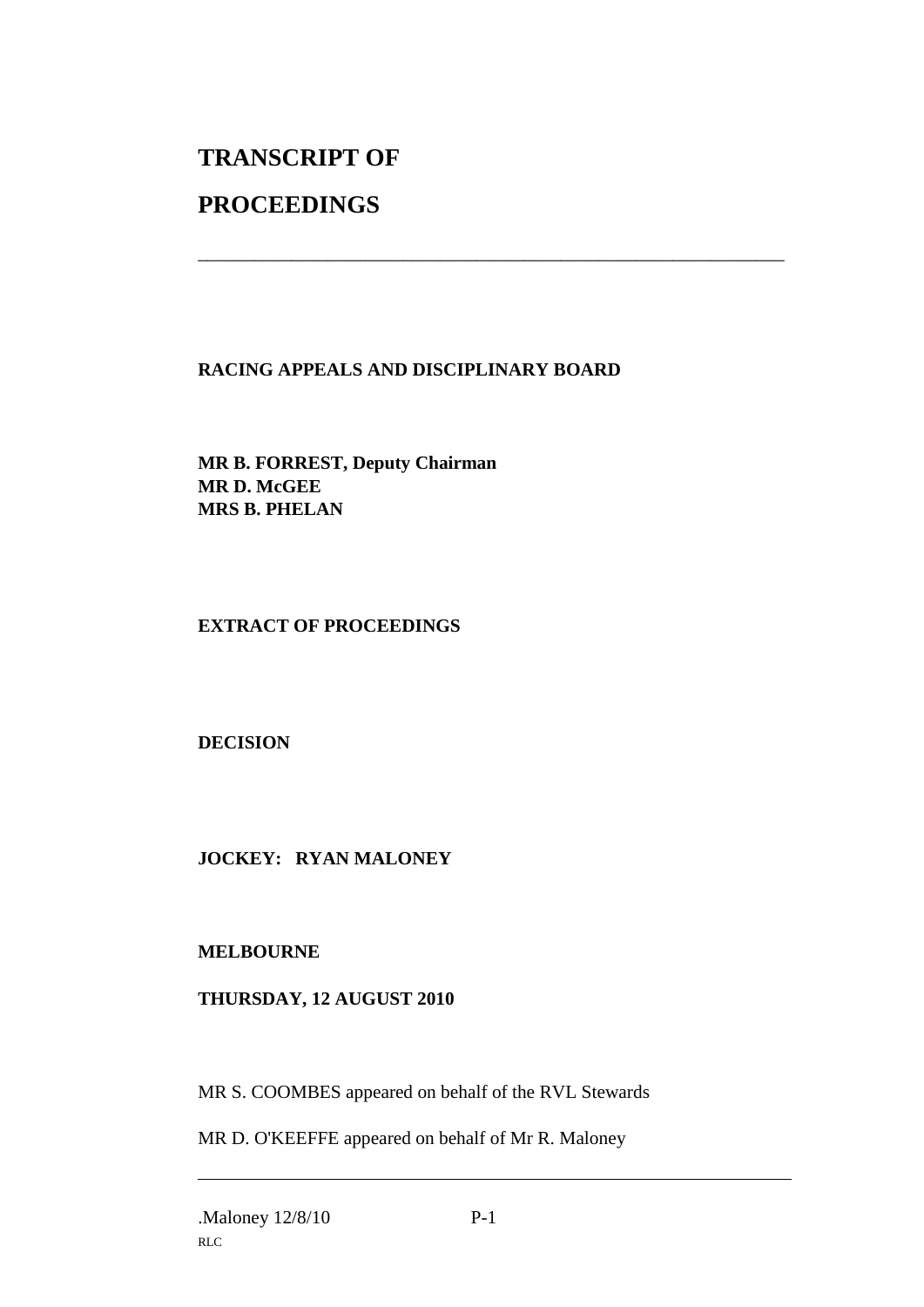# TRANSCRIPT OF

# PROCEEDINGS

---

**RACING APPEALS AND DISCIPLINARY BOARD**

**MR B. FORREST, Deputy Chairman**
**MR D. McGEE**
**MRS B. PHELAN**

**EXTRACT OF PROCEEDINGS**

**DECISION**

**JOCKEY: RYAN MALONEY**

**MELBOURNE**

**THURSDAY, 12 AUGUST 2010**

MR S. COOMBES appeared on behalf of the RVL Stewards

MR D. O'KEEFFE appeared on behalf of Mr R. Maloney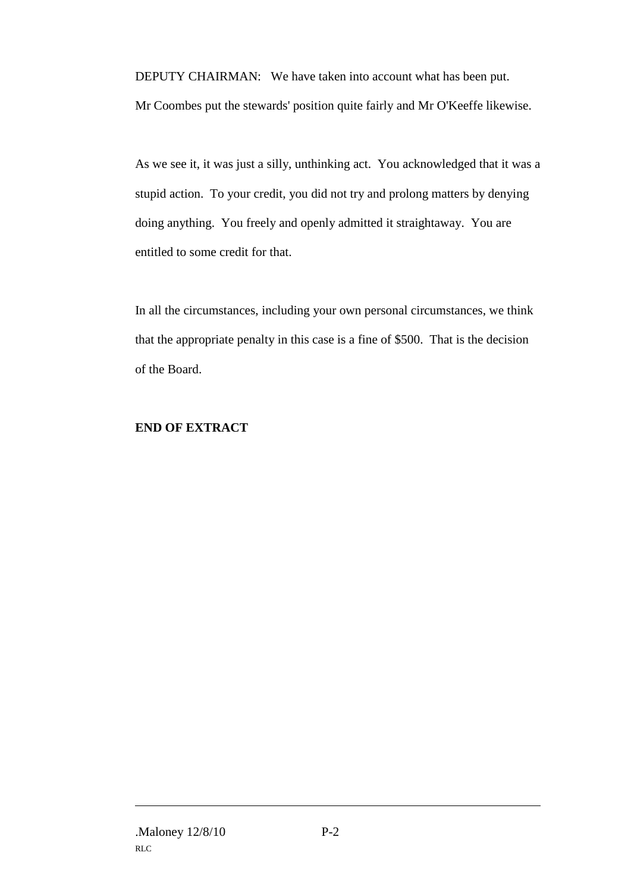DEPUTY CHAIRMAN: We have taken into account what has been put. Mr Coombes put the stewards' position quite fairly and Mr O'Keeffe likewise.

As we see it, it was just a silly, unthinking act. You acknowledged that it was a stupid action. To your credit, you did not try and prolong matters by denying doing anything. You freely and openly admitted it straightaway. You are entitled to some credit for that.

In all the circumstances, including your own personal circumstances, we think that the appropriate penalty in this case is a fine of $500. That is the decision of the Board.

**END OF EXTRACT**